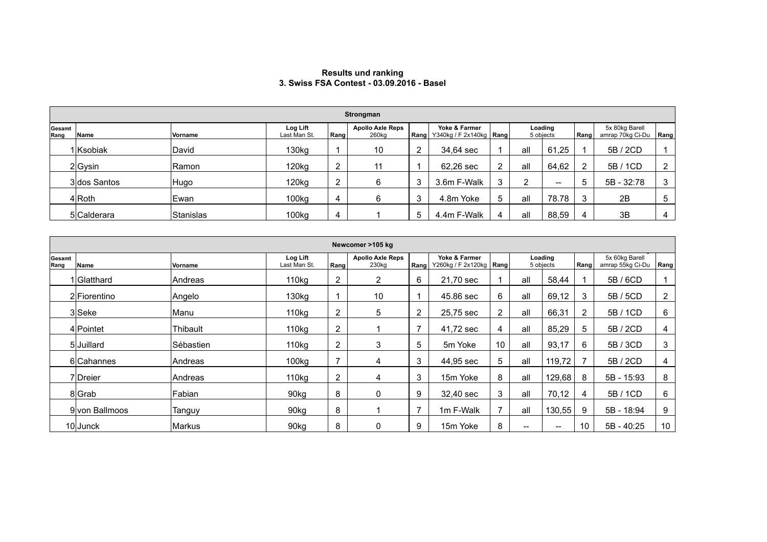**Results und ranking**
**3. Swiss FSA Contest - 03.09.2016 - Basel**

| Strongman | | | | | | | | | | | | | |
|---|---|---|---|---|---|---|---|---|---|---|---|---|---|
| **Gesamt Rang** | **Name** | **Vorname** | **Log Lift** Last Man St. | **Rang** | **Apollo Axle Reps** 260kg | **Rang** | **Yoke & Farmer** Y340kg / F 2x140kg | **Rang** | **Loading** 5 objects | | **Rang** | 5x 80kg Barell amrap 70kg Ci-Du | **Rang** |
| 1 | Ksobiak | David | 130kg | 1 | 10 | 2 | 34,64 sec | 1 | all | 61,25 | 1 | 5B / 2CD | 1 |
| 2 | Gysin | Ramon | 120kg | 2 | 11 | 1 | 62,26 sec | 2 | all | 64,62 | 2 | 5B / 1CD | 2 |
| 3 | dos Santos | Hugo | 120kg | 2 | 6 | 3 | 3.6m F-Walk | 3 | 2 | -- | 5 | 5B - 32:78 | 3 |
| 4 | Roth | Ewan | 100kg | 4 | 6 | 3 | 4.8m Yoke | 5 | all | 78.78 | 3 | 2B | 5 |
| 5 | Calderara | Stanislas | 100kg | 4 | 1 | 5 | 4.4m F-Walk | 4 | all | 88,59 | 4 | 3B | 4 |

| Newcomer >105 kg | | | | | | | | | | | | | |
|---|---|---|---|---|---|---|---|---|---|---|---|---|---|
| **Gesamt Rang** | **Name** | **Vorname** | **Log Lift** Last Man St. | **Rang** | **Apollo Axle Reps** 230kg | **Rang** | **Yoke & Farmer** Y260kg / F 2x120kg | **Rang** | **Loading** 5 objects | | **Rang** | 5x 60kg Barell amrap 55kg Ci-Du | **Rang** |
| 1 | Glatthard | Andreas | 110kg | 2 | 2 | 6 | 21,70 sec | 1 | all | 58,44 | 1 | 5B / 6CD | 1 |
| 2 | Fiorentino | Angelo | 130kg | 1 | 10 | 1 | 45.86 sec | 6 | all | 69,12 | 3 | 5B / 5CD | 2 |
| 3 | Seke | Manu | 110kg | 2 | 5 | 2 | 25,75 sec | 2 | all | 66,31 | 2 | 5B / 1CD | 6 |
| 4 | Pointet | Thibault | 110kg | 2 | 1 | 7 | 41,72 sec | 4 | all | 85,29 | 5 | 5B / 2CD | 4 |
| 5 | Juillard | Sébastien | 110kg | 2 | 3 | 5 | 5m Yoke | 10 | all | 93,17 | 6 | 5B / 3CD | 3 |
| 6 | Cahannes | Andreas | 100kg | 7 | 4 | 3 | 44,95 sec | 5 | all | 119,72 | 7 | 5B / 2CD | 4 |
| 7 | Dreier | Andreas | 110kg | 2 | 4 | 3 | 15m Yoke | 8 | all | 129,68 | 8 | 5B - 15:93 | 8 |
| 8 | Grab | Fabian | 90kg | 8 | 0 | 9 | 32,40 sec | 3 | all | 70,12 | 4 | 5B / 1CD | 6 |
| 9 | von Ballmoos | Tanguy | 90kg | 8 | 1 | 7 | 1m F-Walk | 7 | all | 130,55 | 9 | 5B - 18:94 | 9 |
| 10 | Junck | Markus | 90kg | 8 | 0 | 9 | 15m Yoke | 8 | -- | -- | 10 | 5B - 40:25 | 10 |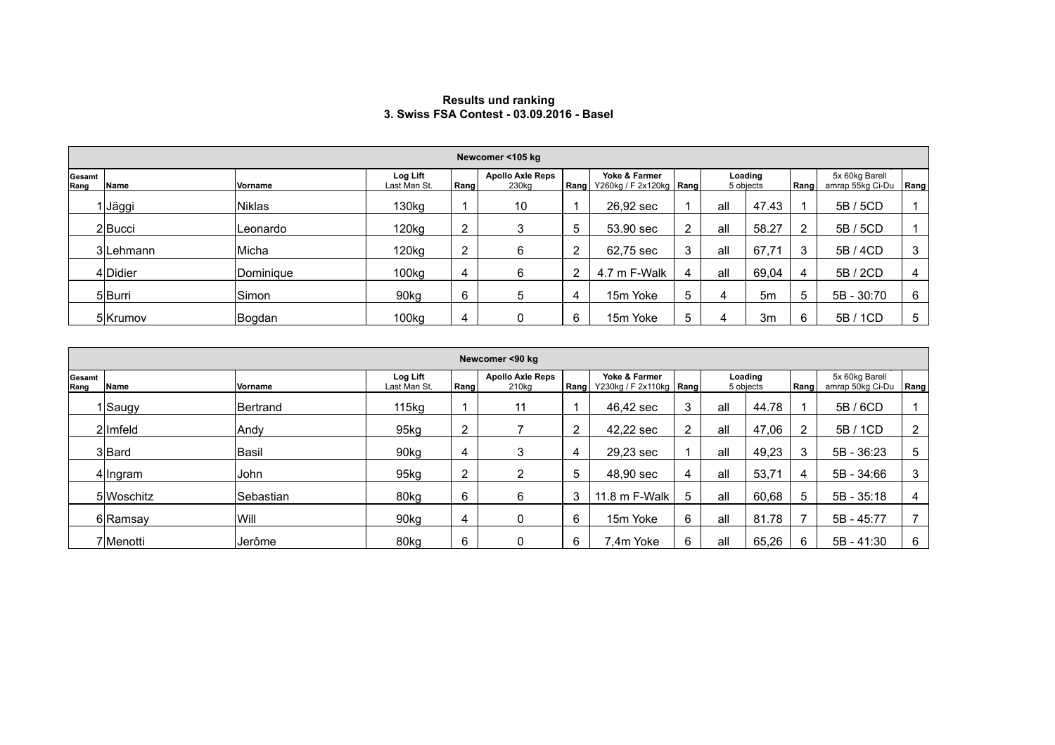**Results und ranking**
**3. Swiss FSA Contest - 03.09.2016 - Basel**

| Newcomer <105 kg | | | | | | | | | | | | | |
|---|---|---|---|---|---|---|---|---|---|---|---|---|---|
| Gesamt Rang | Name | Vorname | Log Lift Last Man St. | Rang | Apollo Axle Reps 230kg | Rang | Yoke & Farmer Y260kg / F 2x120kg | Rang | Loading 5 objects | | Rang | 5x 60kg Barell amrap 55kg Ci-Du | Rang |
| 1 | Jäggi | Niklas | 130kg | 1 | 10 | 1 | 26,92 sec | 1 | all | 47.43 | 1 | 5B / 5CD | 1 |
| 2 | Bucci | Leonardo | 120kg | 2 | 3 | 5 | 53.90 sec | 2 | all | 58.27 | 2 | 5B / 5CD | 1 |
| 3 | Lehmann | Micha | 120kg | 2 | 6 | 2 | 62,75 sec | 3 | all | 67,71 | 3 | 5B / 4CD | 3 |
| 4 | Didier | Dominique | 100kg | 4 | 6 | 2 | 4.7 m F-Walk | 4 | all | 69,04 | 4 | 5B / 2CD | 4 |
| 5 | Burri | Simon | 90kg | 6 | 5 | 4 | 15m Yoke | 5 | 4 | 5m | 5 | 5B - 30:70 | 6 |
| 5 | Krumov | Bogdan | 100kg | 4 | 0 | 6 | 15m Yoke | 5 | 4 | 3m | 6 | 5B / 1CD | 5 |

| Newcomer <90 kg | | | | | | | | | | | | | |
|---|---|---|---|---|---|---|---|---|---|---|---|---|---|
| Gesamt Rang | Name | Vorname | Log Lift Last Man St. | Rang | Apollo Axle Reps 210kg | Rang | Yoke & Farmer Y230kg / F 2x110kg | Rang | Loading 5 objects | | Rang | 5x 60kg Barell amrap 50kg Ci-Du | Rang |
| 1 | Saugy | Bertrand | 115kg | 1 | 11 | 1 | 46,42 sec | 3 | all | 44.78 | 1 | 5B / 6CD | 1 |
| 2 | Imfeld | Andy | 95kg | 2 | 7 | 2 | 42,22 sec | 2 | all | 47,06 | 2 | 5B / 1CD | 2 |
| 3 | Bard | Basil | 90kg | 4 | 3 | 4 | 29,23 sec | 1 | all | 49,23 | 3 | 5B - 36:23 | 5 |
| 4 | Ingram | John | 95kg | 2 | 2 | 5 | 48,90 sec | 4 | all | 53,71 | 4 | 5B - 34:66 | 3 |
| 5 | Woschitz | Sebastian | 80kg | 6 | 6 | 3 | 11.8 m F-Walk | 5 | all | 60,68 | 5 | 5B - 35:18 | 4 |
| 6 | Ramsay | Will | 90kg | 4 | 0 | 6 | 15m Yoke | 6 | all | 81.78 | 7 | 5B - 45:77 | 7 |
| 7 | Menotti | Jerôme | 80kg | 6 | 0 | 6 | 7,4m Yoke | 6 | all | 65,26 | 6 | 5B - 41:30 | 6 |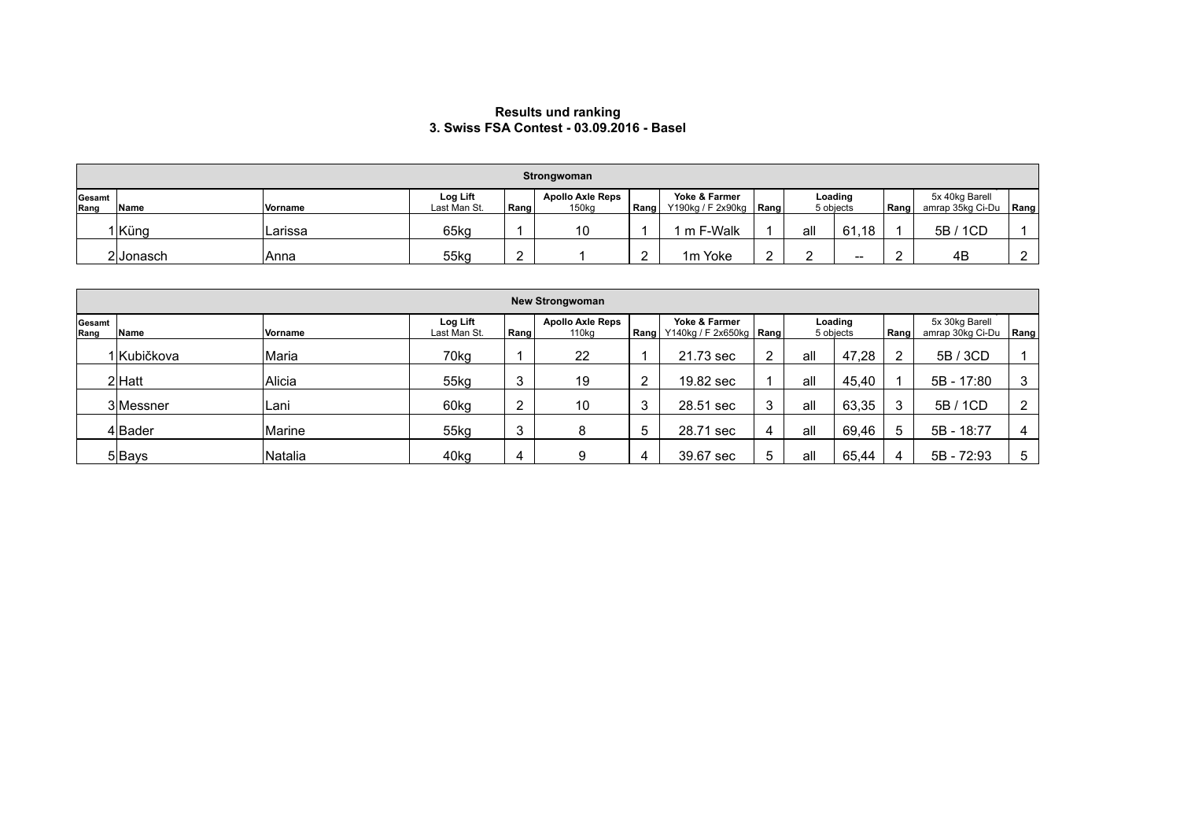**Results und ranking**
**3. Swiss FSA Contest - 03.09.2016 - Basel**

| Strongwoman | | | | | | | | | | | | | |
|---|---|---|---|---|---|---|---|---|---|---|---|---|---|
| **Gesamt Rang** | **Name** | **Vorname** | **Log Lift** Last Man St. | **Rang** | **Apollo Axle Reps** 150kg | **Rang** | **Yoke & Farmer** Y190kg / F 2x90kg | **Rang** | **Loading** 5 objects | | **Rang** | 5x 40kg Barell amrap 35kg Ci-Du | **Rang** |
| 1 | Küng | Larissa | 65kg | 1 | 10 | 1 | 1 m F-Walk | 1 | all | 61,18 | 1 | 5B / 1CD | 1 |
| 2 | Jonasch | Anna | 55kg | 2 | 1 | 2 | 1m Yoke | 2 | 2 | -- | 2 | 4B | 2 |

| New Strongwoman | | | | | | | | | | | | | |
|---|---|---|---|---|---|---|---|---|---|---|---|---|---|
| **Gesamt Rang** | **Name** | **Vorname** | **Log Lift** Last Man St. | **Rang** | **Apollo Axle Reps** 110kg | **Rang** | **Yoke & Farmer** Y140kg / F 2x650kg | **Rang** | **Loading** 5 objects | | **Rang** | 5x 30kg Barell amrap 30kg Ci-Du | **Rang** |
| 1 | Kubičkova | Maria | 70kg | 1 | 22 | 1 | 21.73 sec | 2 | all | 47,28 | 2 | 5B / 3CD | 1 |
| 2 | Hatt | Alicia | 55kg | 3 | 19 | 2 | 19.82 sec | 1 | all | 45,40 | 1 | 5B - 17:80 | 3 |
| 3 | Messner | Lani | 60kg | 2 | 10 | 3 | 28.51 sec | 3 | all | 63,35 | 3 | 5B / 1CD | 2 |
| 4 | Bader | Marine | 55kg | 3 | 8 | 5 | 28.71 sec | 4 | all | 69,46 | 5 | 5B - 18:77 | 4 |
| 5 | Bays | Natalia | 40kg | 4 | 9 | 4 | 39.67 sec | 5 | all | 65,44 | 4 | 5B - 72:93 | 5 |